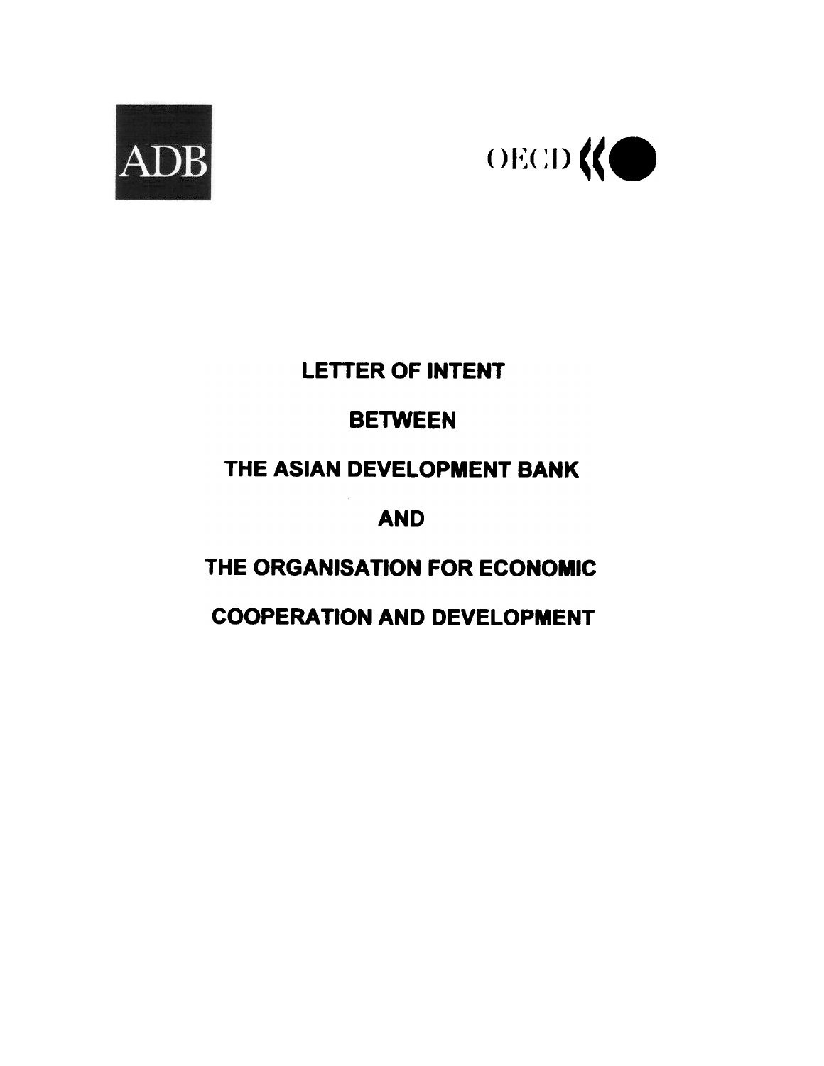ADB

OECD

# LETTER OF INTENT

# BETWEEN

# THE ASIAN DEVELOPMENT BANK

# AND

# THE ORGANISATION FOR ECONOMIC COOPERATION AND DEVELOPMENT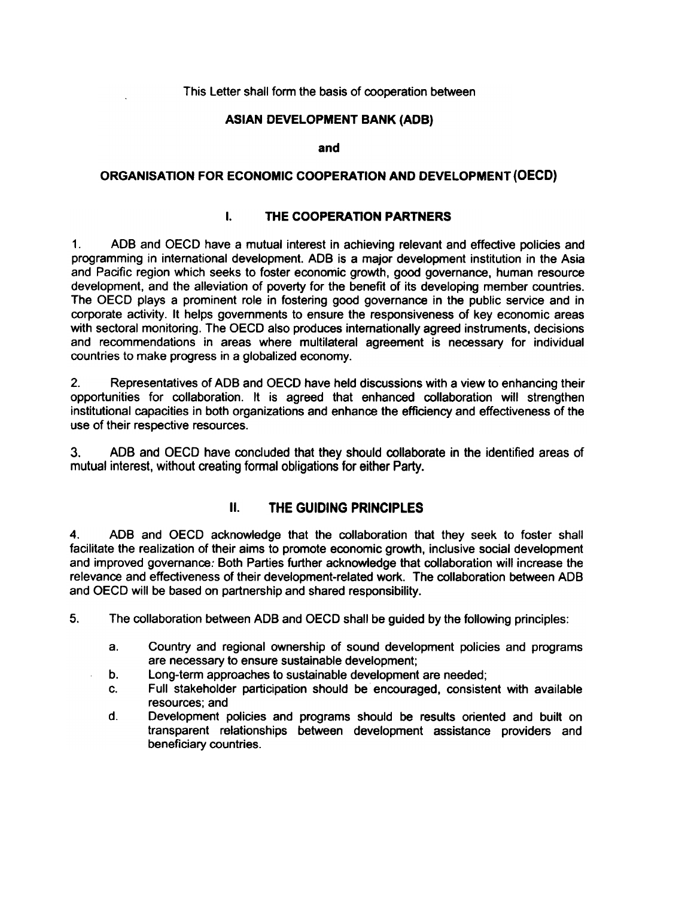This Letter shall form the basis of cooperation between

**ASIAN DEVELOPMENT BANK (ADB)**

**and**

**ORGANISATION FOR ECONOMIC COOPERATION AND DEVELOPMENT (OECD)**

## I. THE COOPERATION PARTNERS

1. ADB and OECD have a mutual interest in achieving relevant and effective policies and programming in international development. ADB is a major development institution in the Asia and Pacific region which seeks to foster economic growth, good governance, human resource development, and the alleviation of poverty for the benefit of its developing member countries. The OECD plays a prominent role in fostering good governance in the public service and in corporate activity. It helps governments to ensure the responsiveness of key economic areas with sectoral monitoring. The OECD also produces internationally agreed instruments, decisions and recommendations in areas where multilateral agreement is necessary for individual countries to make progress in a globalized economy.

2. Representatives of ADB and OECD have held discussions with a view to enhancing their opportunities for collaboration. It is agreed that enhanced collaboration will strengthen institutional capacities in both organizations and enhance the efficiency and effectiveness of the use of their respective resources.

3. ADB and OECD have concluded that they should collaborate in the identified areas of mutual interest, without creating formal obligations for either Party.

## II. THE GUIDING PRINCIPLES

4. ADB and OECD acknowledge that the collaboration that they seek to foster shall facilitate the realization of their aims to promote economic growth, inclusive social development and improved governance. Both Parties further acknowledge that collaboration will increase the relevance and effectiveness of their development-related work. The collaboration between ADB and OECD will be based on partnership and shared responsibility.

5. The collaboration between ADB and OECD shall be guided by the following principles:

   a. Country and regional ownership of sound development policies and programs are necessary to ensure sustainable development;
   b. Long-term approaches to sustainable development are needed;
   c. Full stakeholder participation should be encouraged, consistent with available resources; and
   d. Development policies and programs should be results oriented and built on transparent relationships between development assistance providers and beneficiary countries.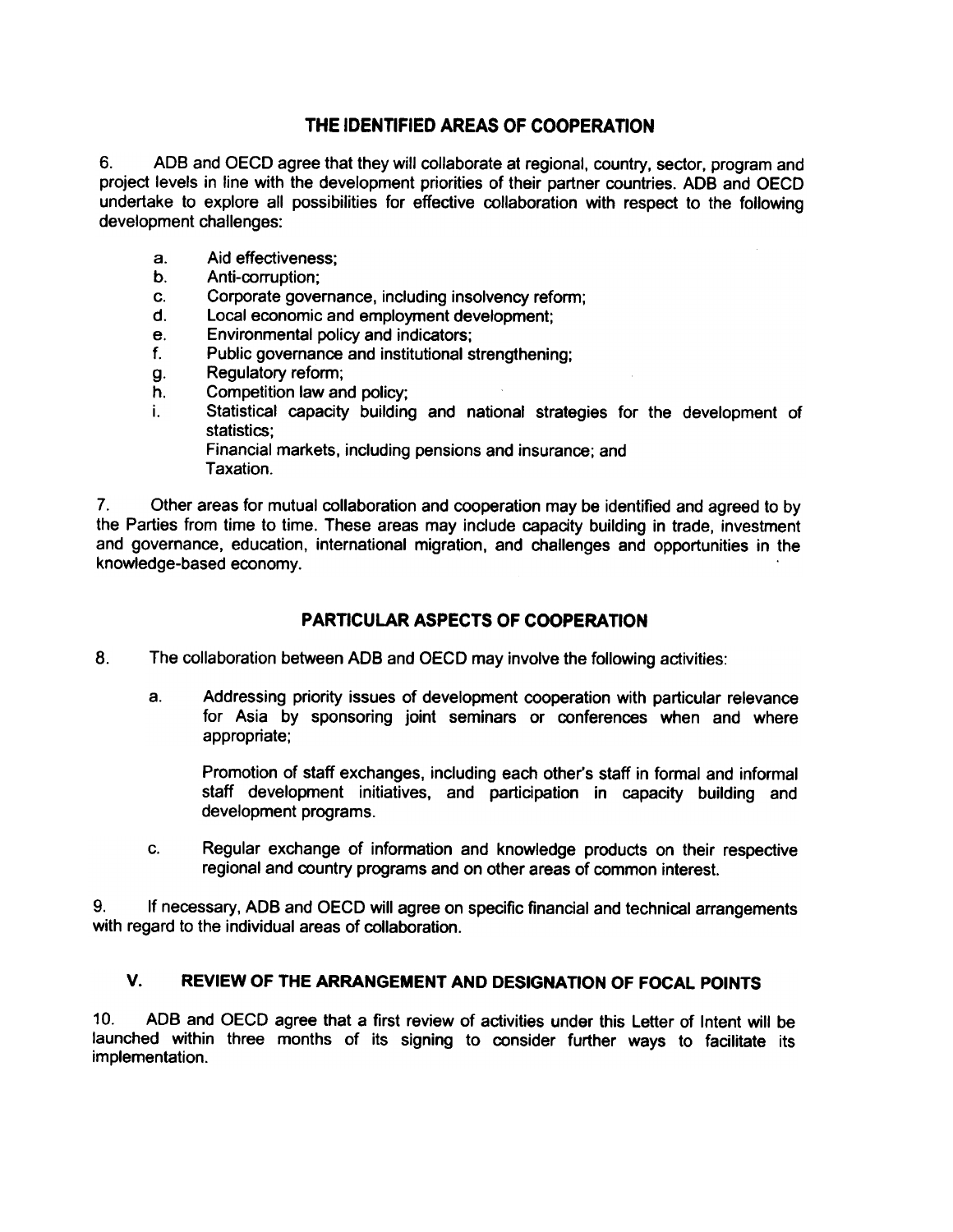## THE IDENTIFIED AREAS OF COOPERATION

6. ADB and OECD agree that they will collaborate at regional, country, sector, program and project levels in line with the development priorities of their partner countries. ADB and OECD undertake to explore all possibilities for effective collaboration with respect to the following development challenges:

a. Aid effectiveness;
b. Anti-corruption;
c. Corporate governance, including insolvency reform;
d. Local economic and employment development;
e. Environmental policy and indicators;
f. Public governance and institutional strengthening;
g. Regulatory reform;
h. Competition law and policy;
i. Statistical capacity building and national strategies for the development of statistics;
Financial markets, including pensions and insurance; and
Taxation.

7. Other areas for mutual collaboration and cooperation may be identified and agreed to by the Parties from time to time. These areas may include capacity building in trade, investment and governance, education, international migration, and challenges and opportunities in the knowledge-based economy.

## PARTICULAR ASPECTS OF COOPERATION

8. The collaboration between ADB and OECD may involve the following activities:

a. Addressing priority issues of development cooperation with particular relevance for Asia by sponsoring joint seminars or conferences when and where appropriate;

Promotion of staff exchanges, including each other's staff in formal and informal staff development initiatives, and participation in capacity building and development programs.

c. Regular exchange of information and knowledge products on their respective regional and country programs and on other areas of common interest.

9. If necessary, ADB and OECD will agree on specific financial and technical arrangements with regard to the individual areas of collaboration.

## V. REVIEW OF THE ARRANGEMENT AND DESIGNATION OF FOCAL POINTS

10. ADB and OECD agree that a first review of activities under this Letter of Intent will be launched within three months of its signing to consider further ways to facilitate its implementation.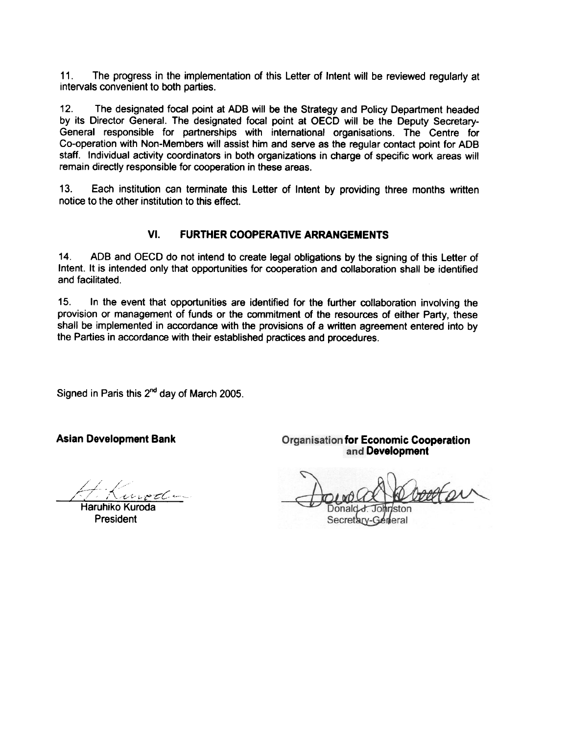11. The progress in the implementation of this Letter of Intent will be reviewed regularly at intervals convenient to both parties.

12. The designated focal point at ADB will be the Strategy and Policy Department headed by its Director General. The designated focal point at OECD will be the Deputy Secretary-General responsible for partnerships with international organisations. The Centre for Co-operation with Non-Members will assist him and serve as the regular contact point for ADB staff. Individual activity coordinators in both organizations in charge of specific work areas will remain directly responsible for cooperation in these areas.

13. Each institution can terminate this Letter of Intent by providing three months written notice to the other institution to this effect.

## VI. FURTHER COOPERATIVE ARRANGEMENTS

14. ADB and OECD do not intend to create legal obligations by the signing of this Letter of Intent. It is intended only that opportunities for cooperation and collaboration shall be identified and facilitated.

15. In the event that opportunities are identified for the further collaboration involving the provision or management of funds or the commitment of the resources of either Party, these shall be implemented in accordance with the provisions of a written agreement entered into by the Parties in accordance with their established practices and procedures.

Signed in Paris this 2nd day of March 2005.

**Asian Development Bank**

Haruhiko Kuroda
President

**Organisation for Economic Cooperation and Development**

Donald J. Johnston
Secretary-General